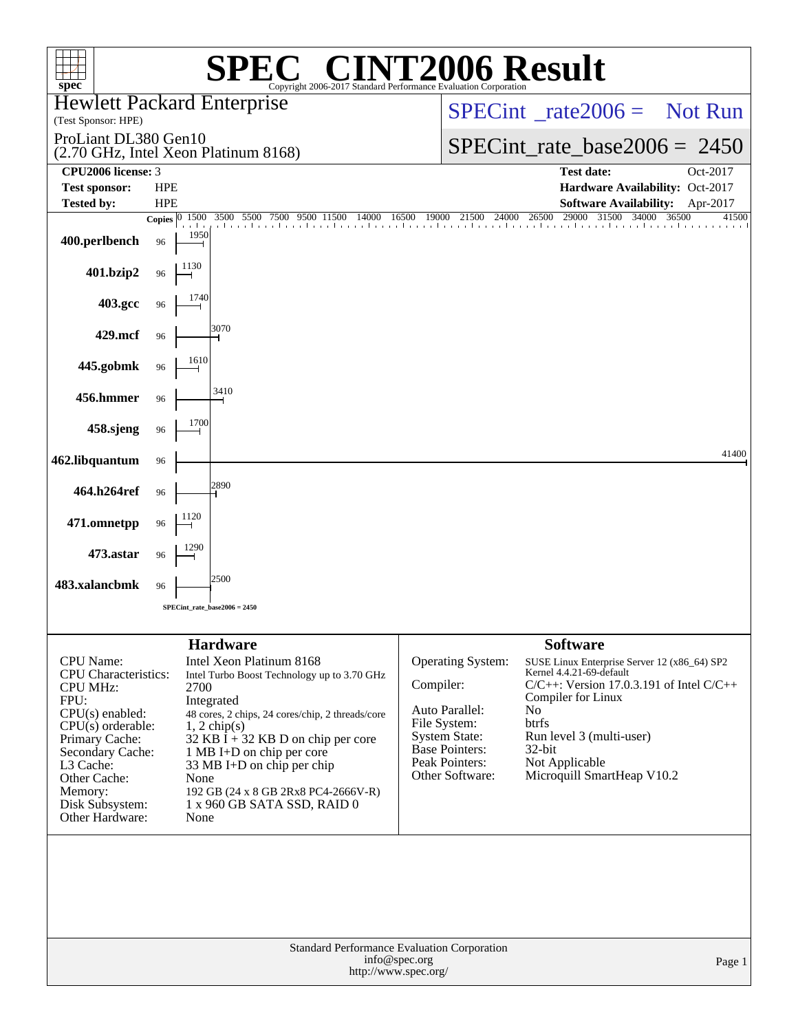# SPEC CINT2006 Result

Copyright 2006-2017 Standard Performance Evaluation Corporation

**Hewlett Packard Enterprise**
(Test Sponsor: HPE)

ProLiant DL380 Gen10
(2.70 GHz, Intel Xeon Platinum 8168)

SPECint_rate2006 = Not Run

SPECint_rate_base2006 = 2450

| | | | |
|---|---|---|---|
| **CPU2006 license:** 3 | | **Test date:** | Oct-2017 |
| **Test sponsor:** | HPE | **Hardware Availability:** | Oct-2017 |
| **Tested by:** | HPE | **Software Availability:** | Apr-2017 |

| Benchmark | Copies | Base Ratio |
|---|---|---|
| 400.perlbench | 96 | 1950 |
| 401.bzip2 | 96 | 1130 |
| 403.gcc | 96 | 1740 |
| 429.mcf | 96 | 3070 |
| 445.gobmk | 96 | 1610 |
| 456.hmmer | 96 | 3410 |
| 458.sjeng | 96 | 1700 |
| 462.libquantum | 96 | 41400 |
| 464.h264ref | 96 | 2890 |
| 471.omnetpp | 96 | 1120 |
| 473.astar | 96 | 1290 |
| 483.xalancbmk | 96 | 2500 |

SPECint_rate_base2006 = 2450

## Hardware

| | |
|---|---|
| CPU Name: | Intel Xeon Platinum 8168 |
| CPU Characteristics: | Intel Turbo Boost Technology up to 3.70 GHz |
| CPU MHz: | 2700 |
| FPU: | Integrated |
| CPU(s) enabled: | 48 cores, 2 chips, 24 cores/chip, 2 threads/core |
| CPU(s) orderable: | 1, 2 chip(s) |
| Primary Cache: | 32 KB I + 32 KB D on chip per core |
| Secondary Cache: | 1 MB I+D on chip per core |
| L3 Cache: | 33 MB I+D on chip per chip |
| Other Cache: | None |
| Memory: | 192 GB (24 x 8 GB 2Rx8 PC4-2666V-R) |
| Disk Subsystem: | 1 x 960 GB SATA SSD, RAID 0 |
| Other Hardware: | None |

## Software

| | |
|---|---|
| Operating System: | SUSE Linux Enterprise Server 12 (x86_64) SP2 Kernel 4.4.21-69-default |
| Compiler: | C/C++: Version 17.0.3.191 of Intel C/C++ Compiler for Linux |
| Auto Parallel: | No |
| File System: | btrfs |
| System State: | Run level 3 (multi-user) |
| Base Pointers: | 32-bit |
| Peak Pointers: | Not Applicable |
| Other Software: | Microquill SmartHeap V10.2 |

Standard Performance Evaluation Corporation
info@spec.org
http://www.spec.org/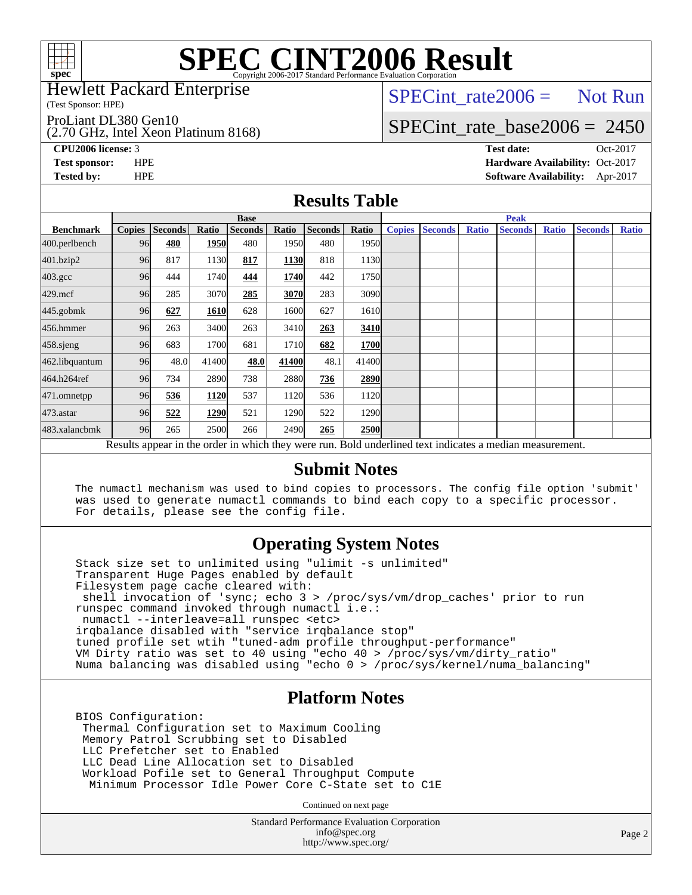# SPEC CINT2006 Result

Copyright 2006-2017 Standard Performance Evaluation Corporation

**Hewlett Packard Enterprise**
(Test Sponsor: HPE)

ProLiant DL380 Gen10
(2.70 GHz, Intel Xeon Platinum 8168)

SPECint_rate2006 = Not Run

SPECint_rate_base2006 = 2450

| | | | |
|---|---|---|---|
| **CPU2006 license:** 3 | | **Test date:** | Oct-2017 |
| **Test sponsor:** | HPE | **Hardware Availability:** | Oct-2017 |
| **Tested by:** | HPE | **Software Availability:** | Apr-2017 |

## Results Table

| | Base | | | | | | | Peak | | | | | | |
|---|---|---|---|---|---|---|---|---|---|---|---|---|---|---|
| **Benchmark** | **Copies** | **Seconds** | **Ratio** | **Seconds** | **Ratio** | **Seconds** | **Ratio** | **Copies** | **Seconds** | **Ratio** | **Seconds** | **Ratio** | **Seconds** | **Ratio** |
| 400.perlbench | 96 | **480** | **1950** | 480 | 1950 | 480 | 1950 | | | | | | | |
| 401.bzip2 | 96 | 817 | 1130 | **817** | **1130** | 818 | 1130 | | | | | | | |
| 403.gcc | 96 | 444 | 1740 | **444** | **1740** | 442 | 1750 | | | | | | | |
| 429.mcf | 96 | 285 | 3070 | **285** | **3070** | 283 | 3090 | | | | | | | |
| 445.gobmk | 96 | **627** | **1610** | 628 | 1600 | 627 | 1610 | | | | | | | |
| 456.hmmer | 96 | 263 | 3400 | 263 | 3410 | **263** | **3410** | | | | | | | |
| 458.sjeng | 96 | 683 | 1700 | 681 | 1710 | **682** | **1700** | | | | | | | |
| 462.libquantum | 96 | 48.0 | 41400 | **48.0** | **41400** | 48.1 | 41400 | | | | | | | |
| 464.h264ref | 96 | 734 | 2890 | 738 | 2880 | **736** | **2890** | | | | | | | |
| 471.omnetpp | 96 | **536** | **1120** | 537 | 1120 | 536 | 1120 | | | | | | | |
| 473.astar | 96 | **522** | **1290** | 521 | 1290 | 522 | 1290 | | | | | | | |
| 483.xalancbmk | 96 | 265 | 2500 | 266 | 2490 | **265** | **2500** | | | | | | | |

Results appear in the order in which they were run. Bold underlined text indicates a median measurement.

## Submit Notes

```
The numactl mechanism was used to bind copies to processors. The config file option 'submit'
was used to generate numactl commands to bind each copy to a specific processor.
For details, please see the config file.
```

## Operating System Notes

```
Stack size set to unlimited using "ulimit -s unlimited"
Transparent Huge Pages enabled by default
Filesystem page cache cleared with:
 shell invocation of 'sync; echo 3 > /proc/sys/vm/drop_caches' prior to run
runspec command invoked through numactl i.e.:
 numactl --interleave=all runspec <etc>
irqbalance disabled with "service irqbalance stop"
tuned profile set wtih "tuned-adm profile throughput-performance"
VM Dirty ratio was set to 40 using "echo 40 > /proc/sys/vm/dirty_ratio"
Numa balancing was disabled using "echo 0 > /proc/sys/kernel/numa_balancing"
```

## Platform Notes

```
BIOS Configuration:
 Thermal Configuration set to Maximum Cooling
 Memory Patrol Scrubbing set to Disabled
 LLC Prefetcher set to Enabled
 LLC Dead Line Allocation set to Disabled
 Workload Pofile set to General Throughput Compute
  Minimum Processor Idle Power Core C-State set to C1E
```

Continued on next page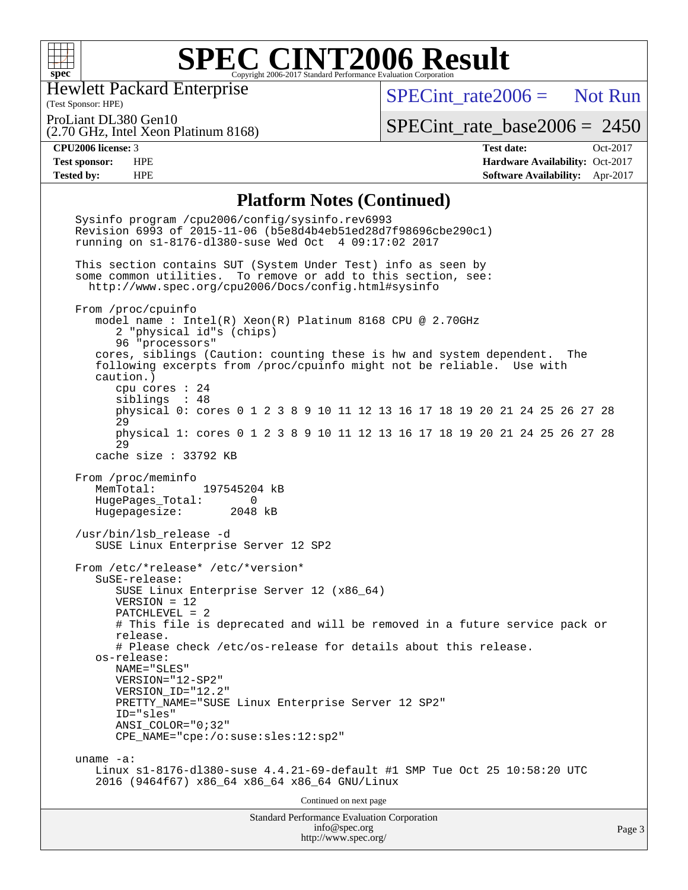# SPEC CINT2006 Result

Hewlett Packard Enterprise
(Test Sponsor: HPE)

ProLiant DL380 Gen10
(2.70 GHz, Intel Xeon Platinum 8168)

SPECint_rate2006 = Not Run

SPECint_rate_base2006 = 2450

| | | | |
|---|---|---|---|
| **CPU2006 license:** | 3 | **Test date:** | Oct-2017 |
| **Test sponsor:** | HPE | **Hardware Availability:** | Oct-2017 |
| **Tested by:** | HPE | **Software Availability:** | Apr-2017 |

## Platform Notes (Continued)

```
Sysinfo program /cpu2006/config/sysinfo.rev6993
Revision 6993 of 2015-11-06 (b5e8d4b4eb51ed28d7f98696cbe290c1)
running on s1-8176-dl380-suse Wed Oct  4 09:17:02 2017

This section contains SUT (System Under Test) info as seen by
some common utilities.  To remove or add to this section, see:
  http://www.spec.org/cpu2006/Docs/config.html#sysinfo

From /proc/cpuinfo
   model name : Intel(R) Xeon(R) Platinum 8168 CPU @ 2.70GHz
      2 "physical id"s (chips)
      96 "processors"
   cores, siblings (Caution: counting these is hw and system dependent.  The
   following excerpts from /proc/cpuinfo might not be reliable.  Use with
   caution.)
      cpu cores : 24
      siblings  : 48
      physical 0: cores 0 1 2 3 8 9 10 11 12 13 16 17 18 19 20 21 24 25 26 27 28
      29
      physical 1: cores 0 1 2 3 8 9 10 11 12 13 16 17 18 19 20 21 24 25 26 27 28
      29
   cache size : 33792 KB

From /proc/meminfo
   MemTotal:       197545204 kB
   HugePages_Total:       0
   Hugepagesize:       2048 kB

/usr/bin/lsb_release -d
   SUSE Linux Enterprise Server 12 SP2

From /etc/*release* /etc/*version*
   SuSE-release:
      SUSE Linux Enterprise Server 12 (x86_64)
      VERSION = 12
      PATCHLEVEL = 2
      # This file is deprecated and will be removed in a future service pack or
      release.
      # Please check /etc/os-release for details about this release.
   os-release:
      NAME="SLES"
      VERSION="12-SP2"
      VERSION_ID="12.2"
      PRETTY_NAME="SUSE Linux Enterprise Server 12 SP2"
      ID="sles"
      ANSI_COLOR="0;32"
      CPE_NAME="cpe:/o:suse:sles:12:sp2"

uname -a:
   Linux s1-8176-dl380-suse 4.4.21-69-default #1 SMP Tue Oct 25 10:58:20 UTC
   2016 (9464f67) x86_64 x86_64 x86_64 GNU/Linux
```

Continued on next page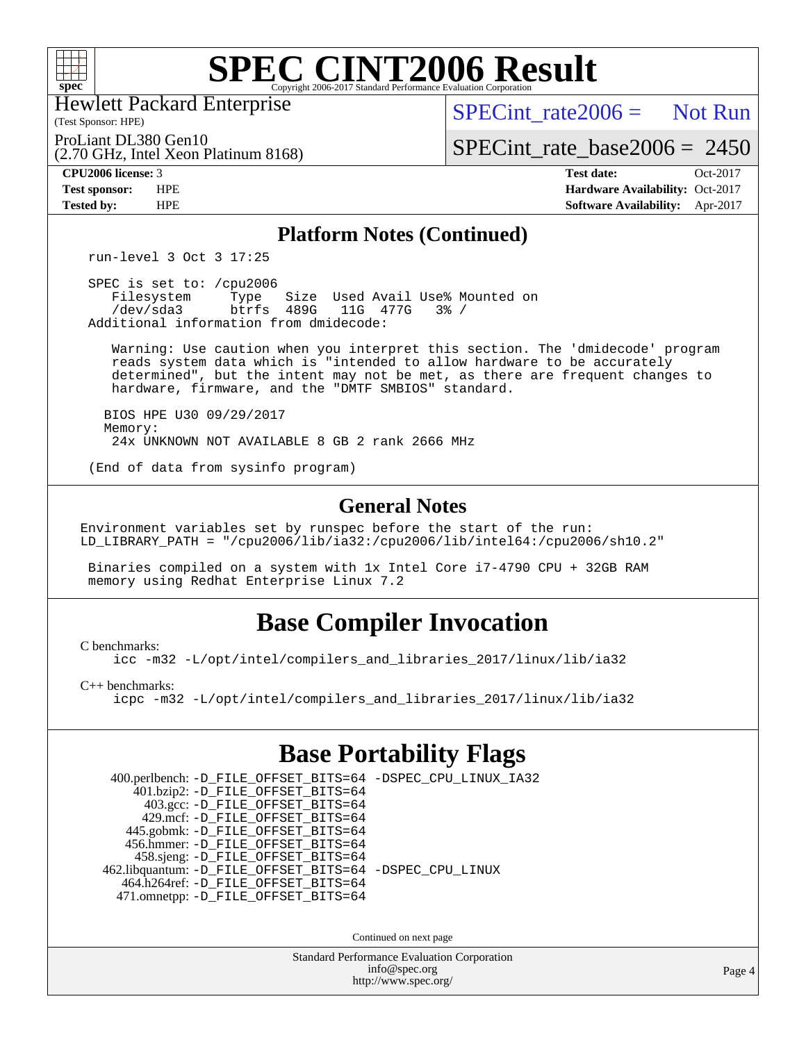# SPEC CINT2006 Result

Hewlett Packard Enterprise
(Test Sponsor: HPE)

ProLiant DL380 Gen10
(2.70 GHz, Intel Xeon Platinum 8168)

SPECint_rate2006 = Not Run

SPECint_rate_base2006 = 2450

**CPU2006 license:** 3
**Test sponsor:** HPE
**Tested by:** HPE

**Test date:** Oct-2017
**Hardware Availability:** Oct-2017
**Software Availability:** Apr-2017

## Platform Notes (Continued)

```
run-level 3 Oct 3 17:25

SPEC is set to: /cpu2006
   Filesystem     Type   Size  Used Avail Use% Mounted on
   /dev/sda3      btrfs  489G   11G  477G   3% /
Additional information from dmidecode:

   Warning: Use caution when you interpret this section. The 'dmidecode' program
   reads system data which is "intended to allow hardware to be accurately
   determined", but the intent may not be met, as there are frequent changes to
   hardware, firmware, and the "DMTF SMBIOS" standard.

  BIOS HPE U30 09/29/2017
  Memory:
   24x UNKNOWN NOT AVAILABLE 8 GB 2 rank 2666 MHz

(End of data from sysinfo program)
```

## General Notes

```
Environment variables set by runspec before the start of the run:
LD_LIBRARY_PATH = "/cpu2006/lib/ia32:/cpu2006/lib/intel64:/cpu2006/sh10.2"

 Binaries compiled on a system with 1x Intel Core i7-4790 CPU + 32GB RAM
 memory using Redhat Enterprise Linux 7.2
```

## Base Compiler Invocation

C benchmarks:
```
icc -m32 -L/opt/intel/compilers_and_libraries_2017/linux/lib/ia32
```

C++ benchmarks:
```
icpc -m32 -L/opt/intel/compilers_and_libraries_2017/linux/lib/ia32
```

## Base Portability Flags

```
  400.perlbench: -D_FILE_OFFSET_BITS=64 -DSPEC_CPU_LINUX_IA32
     401.bzip2: -D_FILE_OFFSET_BITS=64
       403.gcc: -D_FILE_OFFSET_BITS=64
       429.mcf: -D_FILE_OFFSET_BITS=64
     445.gobmk: -D_FILE_OFFSET_BITS=64
     456.hmmer: -D_FILE_OFFSET_BITS=64
     458.sjeng: -D_FILE_OFFSET_BITS=64
462.libquantum: -D_FILE_OFFSET_BITS=64 -DSPEC_CPU_LINUX
   464.h264ref: -D_FILE_OFFSET_BITS=64
   471.omnetpp: -D_FILE_OFFSET_BITS=64
```

Continued on next page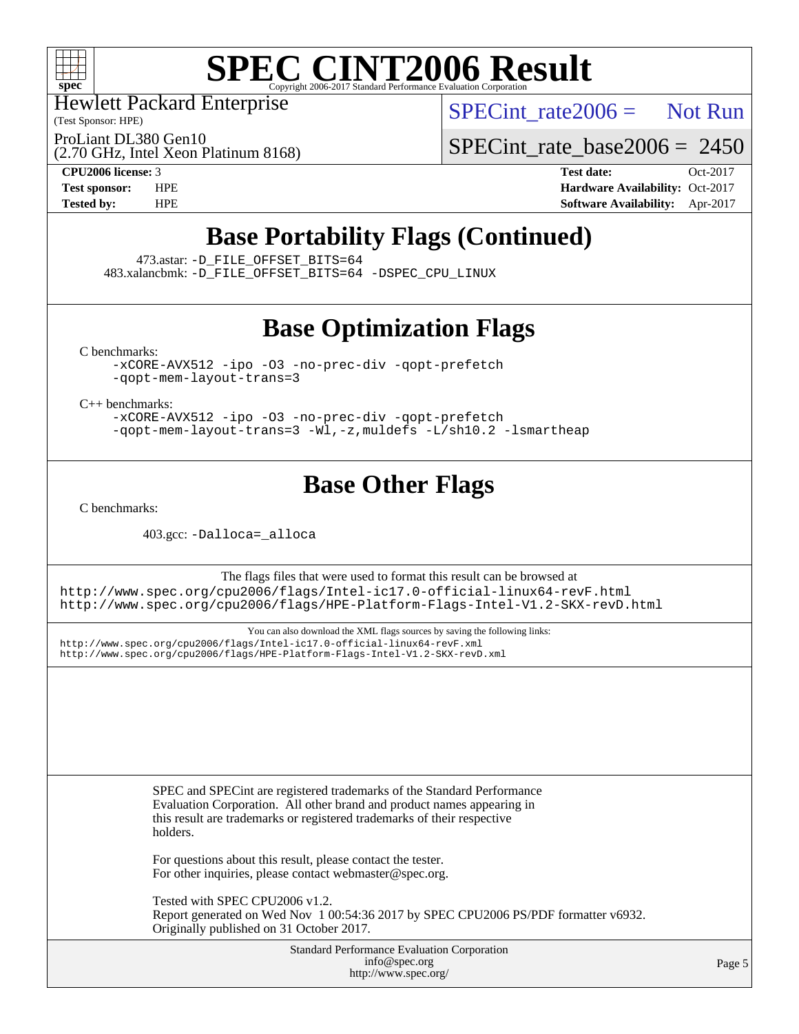# SPEC CINT2006 Result

Hewlett Packard Enterprise
(Test Sponsor: HPE)

ProLiant DL380 Gen10
(2.70 GHz, Intel Xeon Platinum 8168)

SPECint_rate2006 = Not Run

SPECint_rate_base2006 = 2450

**CPU2006 license:** 3
**Test sponsor:** HPE
**Tested by:** HPE

**Test date:** Oct-2017
**Hardware Availability:** Oct-2017
**Software Availability:** Apr-2017

## Base Portability Flags (Continued)

473.astar: -D_FILE_OFFSET_BITS=64
483.xalancbmk: -D_FILE_OFFSET_BITS=64 -DSPEC_CPU_LINUX

## Base Optimization Flags

C benchmarks:
-xCORE-AVX512 -ipo -O3 -no-prec-div -qopt-prefetch
-qopt-mem-layout-trans=3

C++ benchmarks:
-xCORE-AVX512 -ipo -O3 -no-prec-div -qopt-prefetch
-qopt-mem-layout-trans=3 -Wl,-z,muldefs -L/sh10.2 -lsmartheap

## Base Other Flags

C benchmarks:

403.gcc: -Dalloca=_alloca

The flags files that were used to format this result can be browsed at
http://www.spec.org/cpu2006/flags/Intel-ic17.0-official-linux64-revF.html
http://www.spec.org/cpu2006/flags/HPE-Platform-Flags-Intel-V1.2-SKX-revD.html

You can also download the XML flags sources by saving the following links:
http://www.spec.org/cpu2006/flags/Intel-ic17.0-official-linux64-revF.xml
http://www.spec.org/cpu2006/flags/HPE-Platform-Flags-Intel-V1.2-SKX-revD.xml

SPEC and SPECint are registered trademarks of the Standard Performance Evaluation Corporation. All other brand and product names appearing in this result are trademarks or registered trademarks of their respective holders.

For questions about this result, please contact the tester.
For other inquiries, please contact webmaster@spec.org.

Tested with SPEC CPU2006 v1.2.
Report generated on Wed Nov 1 00:54:36 2017 by SPEC CPU2006 PS/PDF formatter v6932.
Originally published on 31 October 2017.

Standard Performance Evaluation Corporation
info@spec.org
http://www.spec.org/